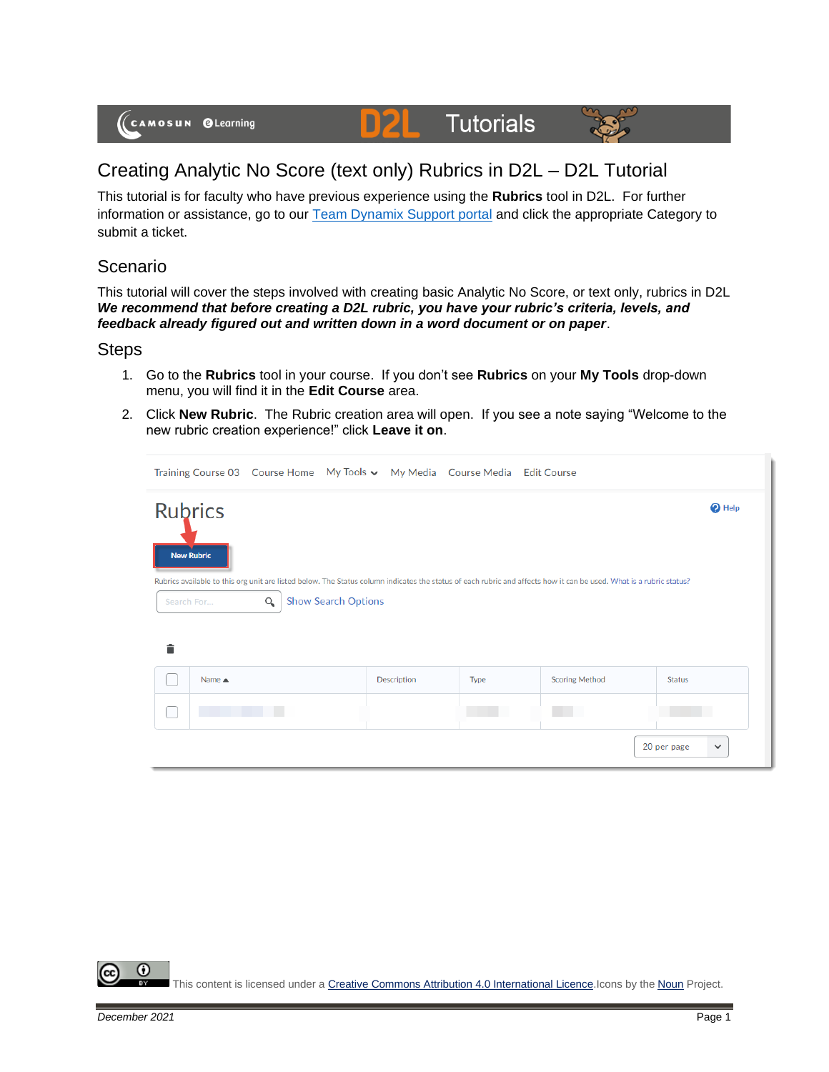# Creating Analytic No Score (text only) Rubrics in D2L – D2L Tutorial

This tutorial is for faculty who have previous experience using the **Rubrics** tool in D2L. For further information or assistance, go to our Team Dynamix Support portal and click the appropriate Category to submit a ticket.

## Scenario

This tutorial will cover the steps involved with creating basic Analytic No Score, or text only, rubrics in D2L ***We recommend that before creating a D2L rubric, you have your rubric's criteria, levels, and feedback already figured out and written down in a word document or on paper***.

## Steps

1. Go to the **Rubrics** tool in your course. If you don't see **Rubrics** on your **My Tools** drop-down menu, you will find it in the **Edit Course** area.
2. Click **New Rubric**. The Rubric creation area will open. If you see a note saying "Welcome to the new rubric creation experience!" click **Leave it on**.

This content is licensed under a Creative Commons Attribution 4.0 International Licence. Icons by the Noun Project.

*December 2021*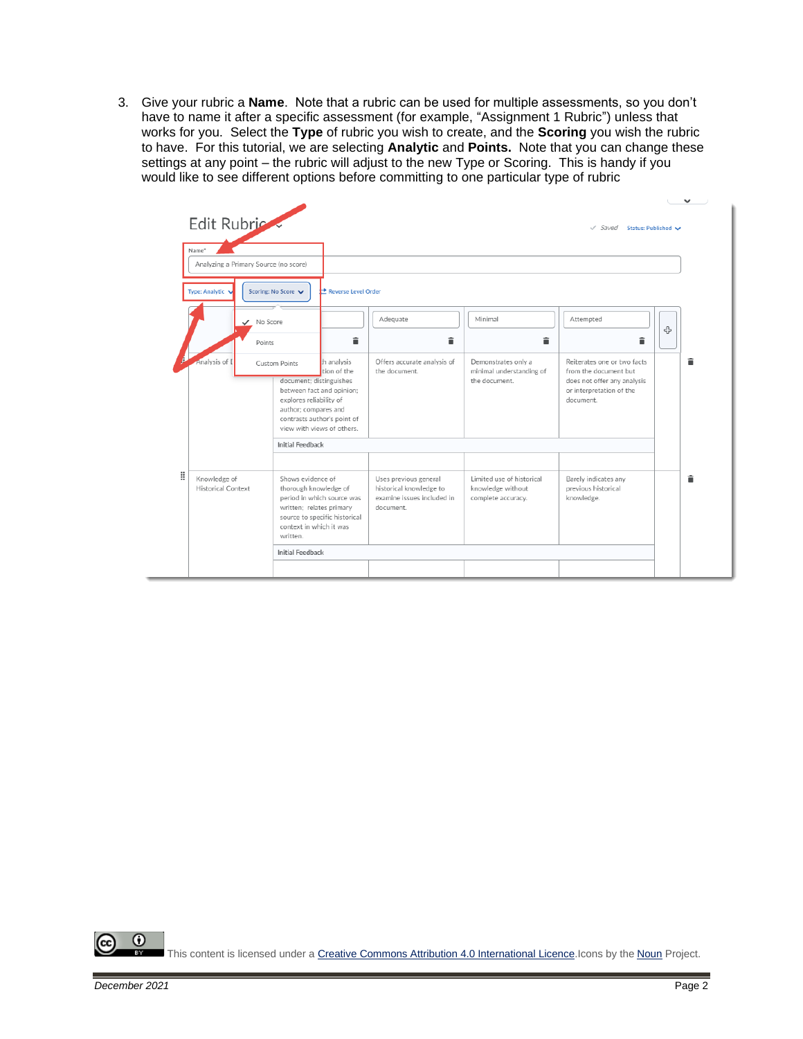3. Give your rubric a **Name**. Note that a rubric can be used for multiple assessments, so you don't have to name it after a specific assessment (for example, "Assignment 1 Rubric") unless that works for you. Select the **Type** of rubric you wish to create, and the **Scoring** you wish the rubric to have. For this tutorial, we are selecting **Analytic** and **Points.** Note that you can change these settings at any point – the rubric will adjust to the new Type or Scoring. This is handy if you would like to see different options before committing to one particular type of rubric

This content is licensed under a Creative Commons Attribution 4.0 International Licence. Icons by the Noun Project.

December 2021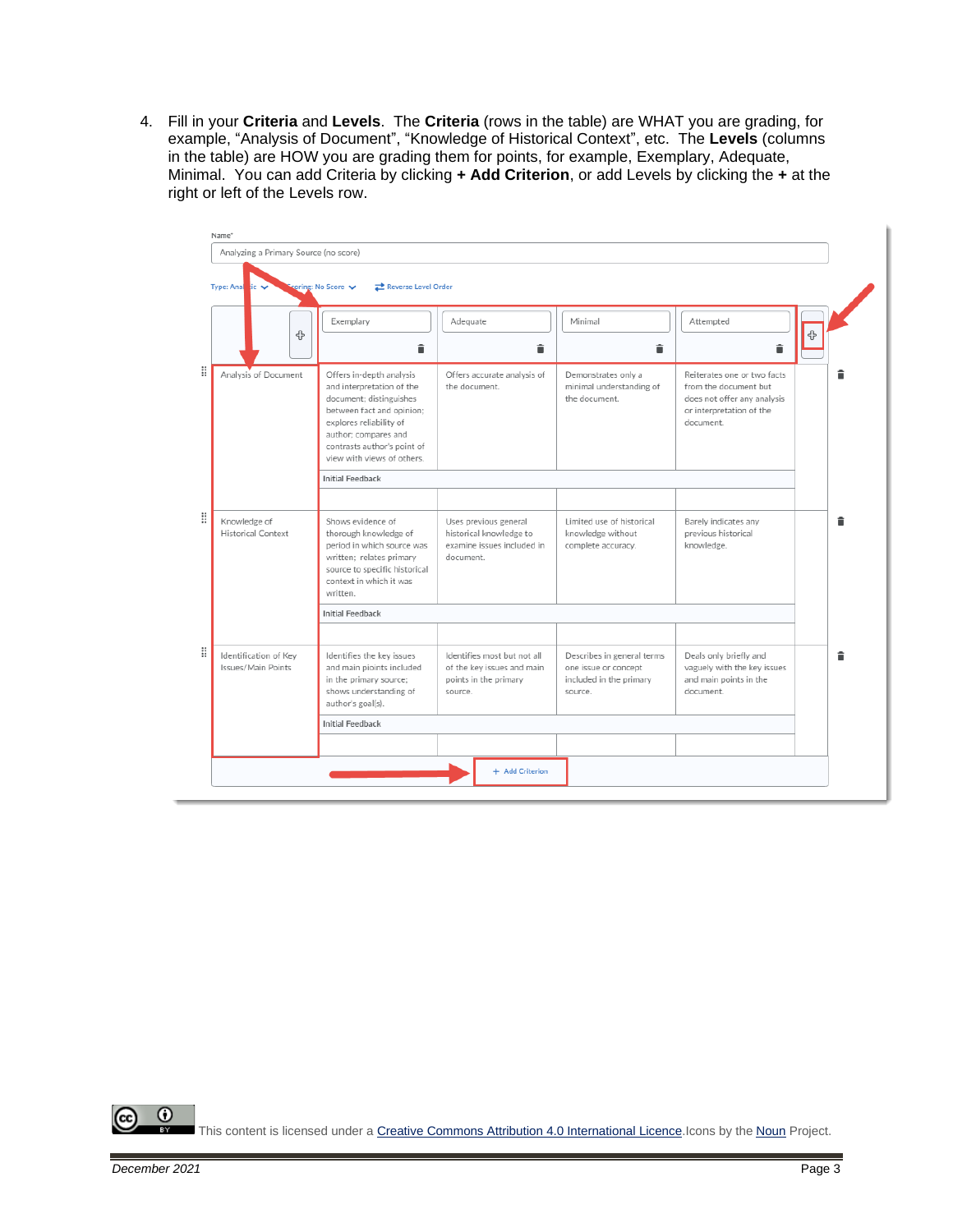4. Fill in your **Criteria** and **Levels**. The **Criteria** (rows in the table) are WHAT you are grading, for example, “Analysis of Document”, “Knowledge of Historical Context”, etc. The **Levels** (columns in the table) are HOW you are grading them for points, for example, Exemplary, Adequate, Minimal. You can add Criteria by clicking **+ Add Criterion**, or add Levels by clicking the **+** at the right or left of the Levels row.

Name*

Analyzing a Primary Source (no score)

Type: Analytic Scoring: No Score Reverse Level Order

| | Exemplary | Adequate | Minimal | Attempted |
|---|---|---|---|---|
| Analysis of Document | Offers in-depth analysis and interpretation of the document; distinguishes between fact and opinion; explores reliability of author; compares and contrasts author's point of view with views of others. | Offers accurate analysis of the document. | Demonstrates only a minimal understanding of the document. | Reiterates one or two facts from the document but does not offer any analysis or interpretation of the document. |
| | Initial Feedback | | | |
| Knowledge of Historical Context | Shows evidence of thorough knowledge of period in which source was written; relates primary source to specific historical context in which it was written. | Uses previous general historical knowledge to examine issues included in document. | Limited use of historical knowledge without complete accuracy. | Barely indicates any previous historical knowledge. |
| | Initial Feedback | | | |
| Identification of Key Issues/Main Points | Identifies the key issues and main points included in the primary source; shows understanding of author's goal(s). | Identifies most but not all of the key issues and main points in the primary source. | Describes in general terms one issue or concept included in the primary source. | Deals only briefly and vaguely with the key issues and main points in the document. |
| | Initial Feedback | | | |

+ Add Criterion

This content is licensed under a Creative Commons Attribution 4.0 International Licence. Icons by the Noun Project.

*December 2021*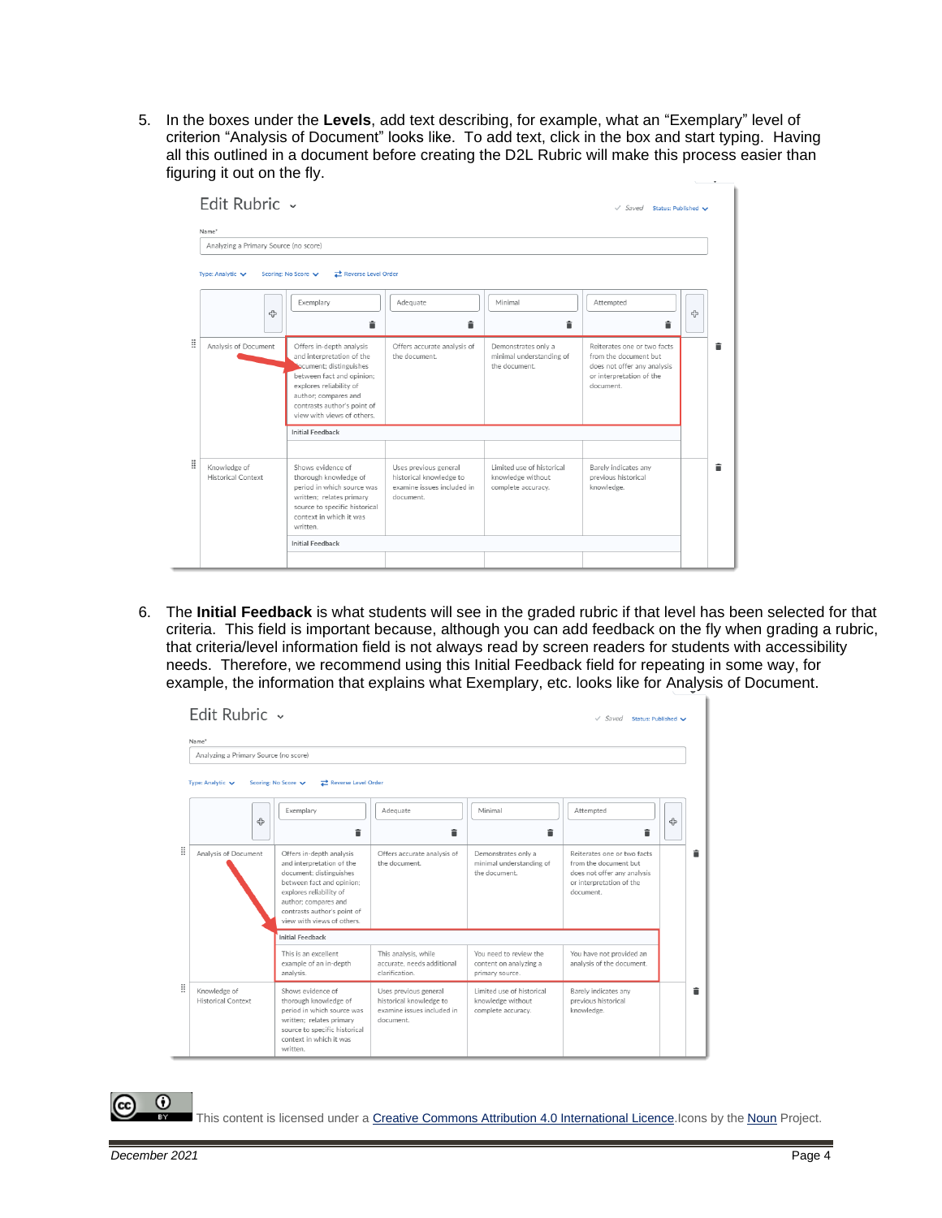5. In the boxes under the **Levels**, add text describing, for example, what an "Exemplary" level of criterion "Analysis of Document" looks like. To add text, click in the box and start typing. Having all this outlined in a document before creating the D2L Rubric will make this process easier than figuring it out on the fly.

6. The **Initial Feedback** is what students will see in the graded rubric if that level has been selected for that criteria. This field is important because, although you can add feedback on the fly when grading a rubric, that criteria/level information field is not always read by screen readers for students with accessibility needs. Therefore, we recommend using this Initial Feedback field for repeating in some way, for example, the information that explains what Exemplary, etc. looks like for Analysis of Document.

This content is licensed under a Creative Commons Attribution 4.0 International Licence. Icons by the Noun Project.

December 2021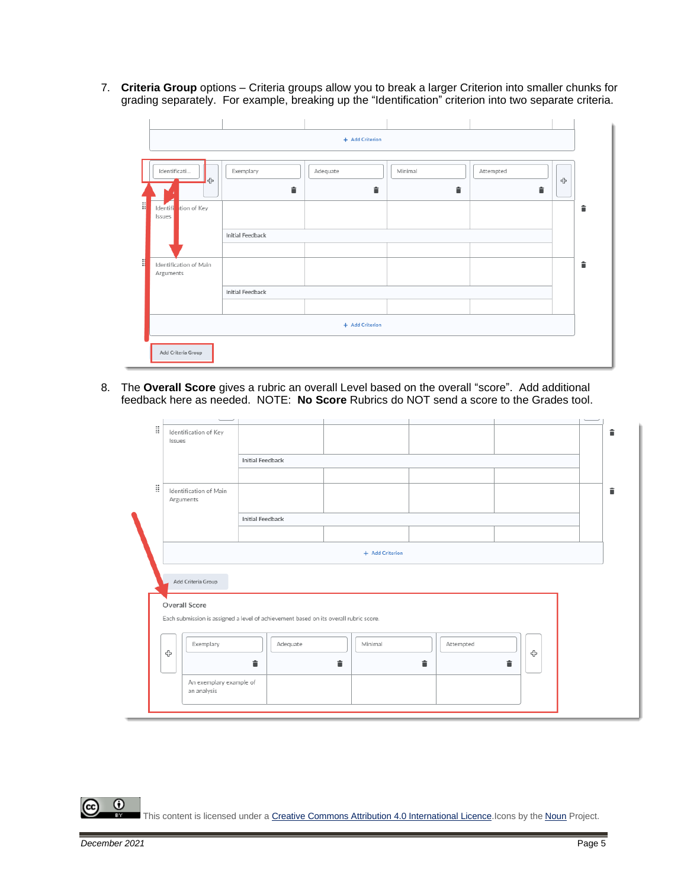7. **Criteria Group** options – Criteria groups allow you to break a larger Criterion into smaller chunks for grading separately. For example, breaking up the “Identification” criterion into two separate criteria.

8. The **Overall Score** gives a rubric an overall Level based on the overall “score”. Add additional feedback here as needed. NOTE: **No Score** Rubrics do NOT send a score to the Grades tool.

This content is licensed under a Creative Commons Attribution 4.0 International Licence. Icons by the Noun Project.

December 2021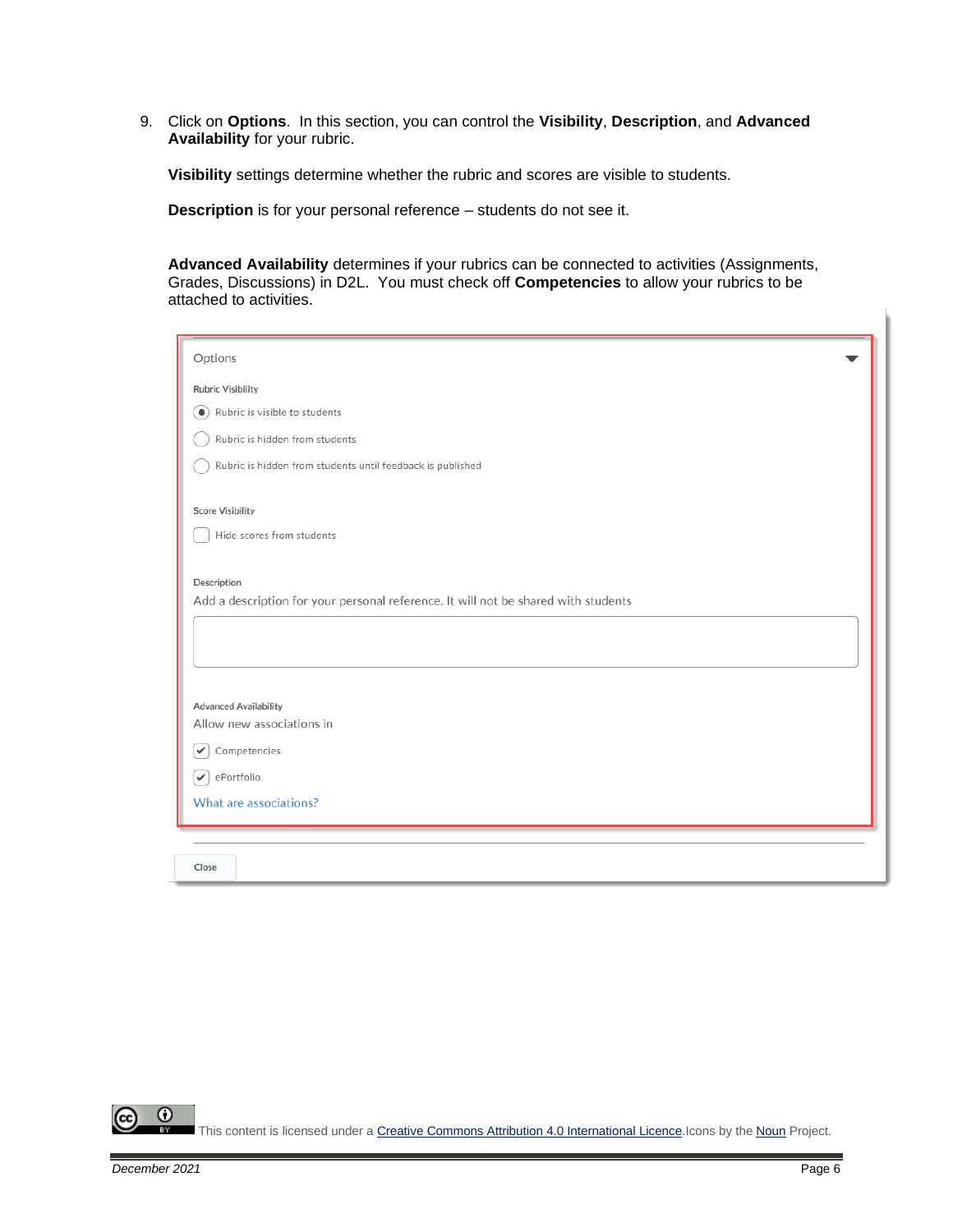9. Click on **Options**. In this section, you can control the **Visibility**, **Description**, and **Advanced Availability** for your rubric.

   **Visibility** settings determine whether the rubric and scores are visible to students.

   **Description** is for your personal reference – students do not see it.

   **Advanced Availability** determines if your rubrics can be connected to activities (Assignments, Grades, Discussions) in D2L. You must check off **Competencies** to allow your rubrics to be attached to activities.

Options

Rubric Visibility

- (•) Rubric is visible to students
- ( ) Rubric is hidden from students
- ( ) Rubric is hidden from students until feedback is published

Score Visibility

- [ ] Hide scores from students

Description

Add a description for your personal reference. It will not be shared with students

Advanced Availability

Allow new associations in

- [x] Competencies
- [x] ePortfolio

What are associations?

Close

This content is licensed under a Creative Commons Attribution 4.0 International Licence. Icons by the Noun Project.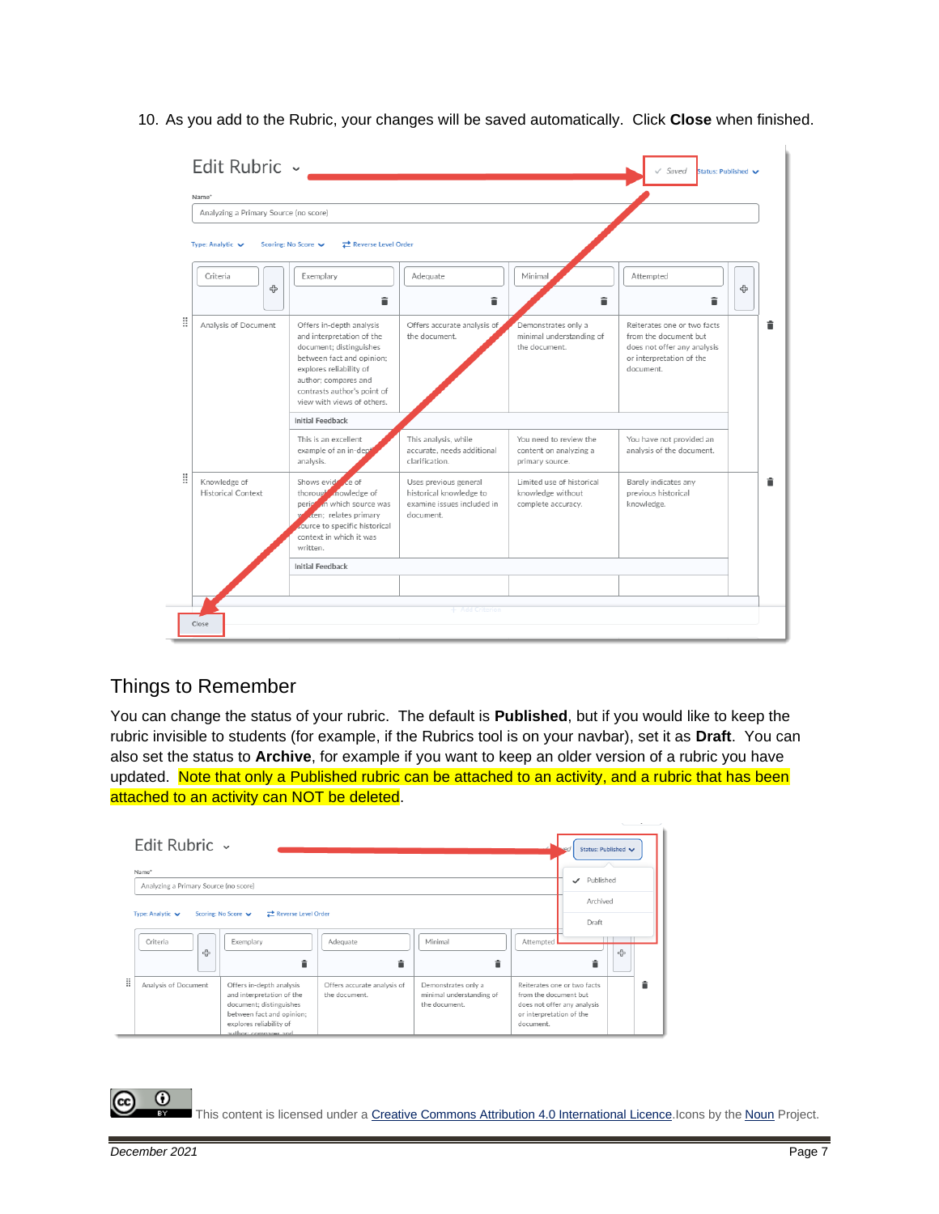10. As you add to the Rubric, your changes will be saved automatically. Click **Close** when finished.

## Things to Remember

You can change the status of your rubric. The default is **Published**, but if you would like to keep the rubric invisible to students (for example, if the Rubrics tool is on your navbar), set it as **Draft**. You can also set the status to **Archive**, for example if you want to keep an older version of a rubric you have updated. Note that only a Published rubric can be attached to an activity, and a rubric that has been attached to an activity can NOT be deleted.

This content is licensed under a Creative Commons Attribution 4.0 International Licence. Icons by the Noun Project.

December 2021